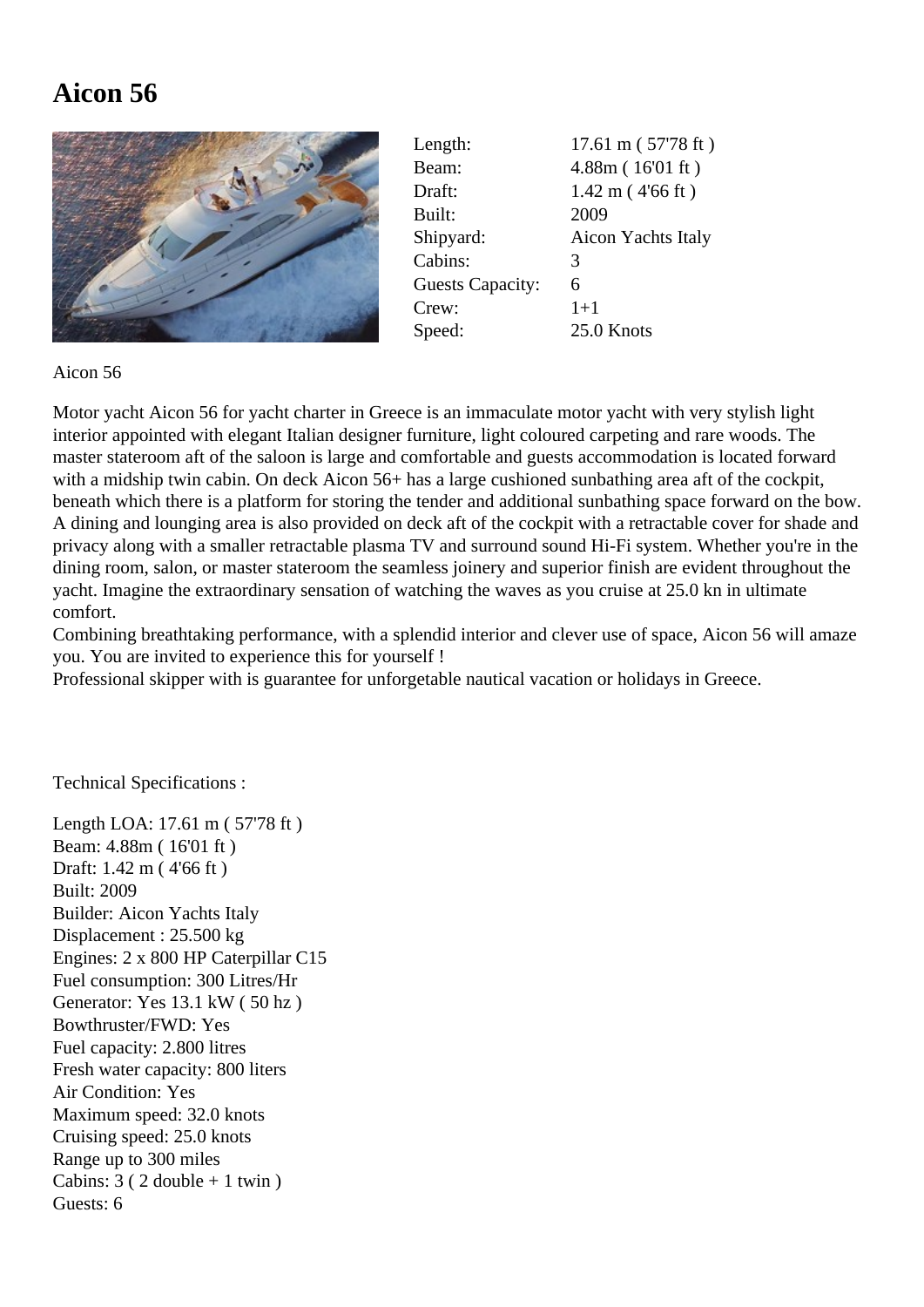# Aicon 56

| | |
|---|---|
| Length: | 17.61 m ( 57'78 ft ) |
| Beam: | 4.88m ( 16'01 ft ) |
| Draft: | 1.42 m ( 4'66 ft ) |
| Built: | 2009 |
| Shipyard: | Aicon Yachts Italy |
| Cabins: | 3 |
| Guests Capacity: | 6 |
| Crew: | 1+1 |
| Speed: | 25.0 Knots |

Aicon 56

Motor yacht Aicon 56 for yacht charter in Greece is an immaculate motor yacht with very stylish light interior appointed with elegant Italian designer furniture, light coloured carpeting and rare woods. The master stateroom aft of the saloon is large and comfortable and guests accommodation is located forward with a midship twin cabin. On deck Aicon 56+ has a large cushioned sunbathing area aft of the cockpit, beneath which there is a platform for storing the tender and additional sunbathing space forward on the bow. A dining and lounging area is also provided on deck aft of the cockpit with a retractable cover for shade and privacy along with a smaller retractable plasma TV and surround sound Hi-Fi system. Whether you're in the dining room, salon, or master stateroom the seamless joinery and superior finish are evident throughout the yacht. Imagine the extraordinary sensation of watching the waves as you cruise at 25.0 kn in ultimate comfort.
Combining breathtaking performance, with a splendid interior and clever use of space, Aicon 56 will amaze you. You are invited to experience this for yourself !
Professional skipper with is guarantee for unforgetable nautical vacation or holidays in Greece.

Technical Specifications :

Length LOA: 17.61 m ( 57'78 ft )
Beam: 4.88m ( 16'01 ft )
Draft: 1.42 m ( 4'66 ft )
Built: 2009
Builder: Aicon Yachts Italy
Displacement : 25.500 kg
Engines: 2 x 800 HP Caterpillar C15
Fuel consumption: 300 Litres/Hr
Generator: Yes 13.1 kW ( 50 hz )
Bowthruster/FWD: Yes
Fuel capacity: 2.800 litres
Fresh water capacity: 800 liters
Air Condition: Yes
Maximum speed: 32.0 knots
Cruising speed: 25.0 knots
Range up to 300 miles
Cabins: 3 ( 2 double + 1 twin )
Guests: 6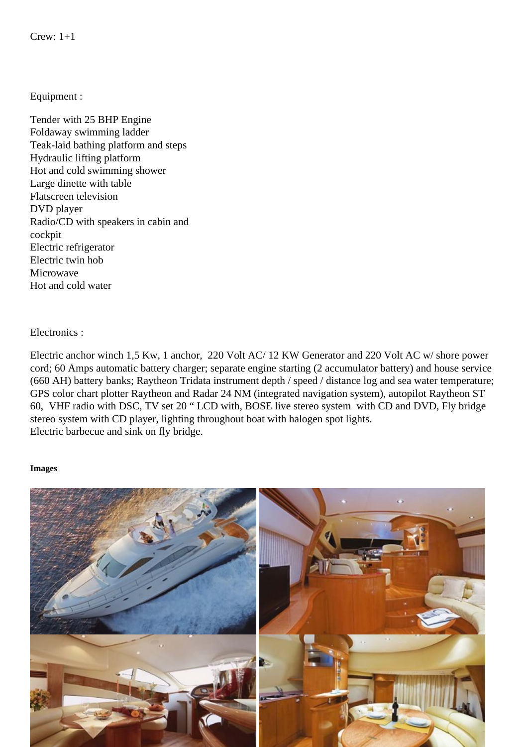Crew: 1+1

Equipment :

Tender with 25 BHP Engine
Foldaway swimming ladder
Teak-laid bathing platform and steps
Hydraulic lifting platform
Hot and cold swimming shower
Large dinette with table
Flatscreen television
DVD player
Radio/CD with speakers in cabin and cockpit
Electric refrigerator
Electric twin hob
Microwave
Hot and cold water

Electronics :

Electric anchor winch 1,5 Kw, 1 anchor, 220 Volt AC/ 12 KW Generator and 220 Volt AC w/ shore power cord; 60 Amps automatic battery charger; separate engine starting (2 accumulator battery) and house service (660 AH) battery banks; Raytheon Tridata instrument depth / speed / distance log and sea water temperature; GPS color chart plotter Raytheon and Radar 24 NM (integrated navigation system), autopilot Raytheon ST 60, VHF radio with DSC, TV set 20 " LCD with, BOSE live stereo system with CD and DVD, Fly bridge stereo system with CD player, lighting throughout boat with halogen spot lights.
Electric barbecue and sink on fly bridge.

**Images**